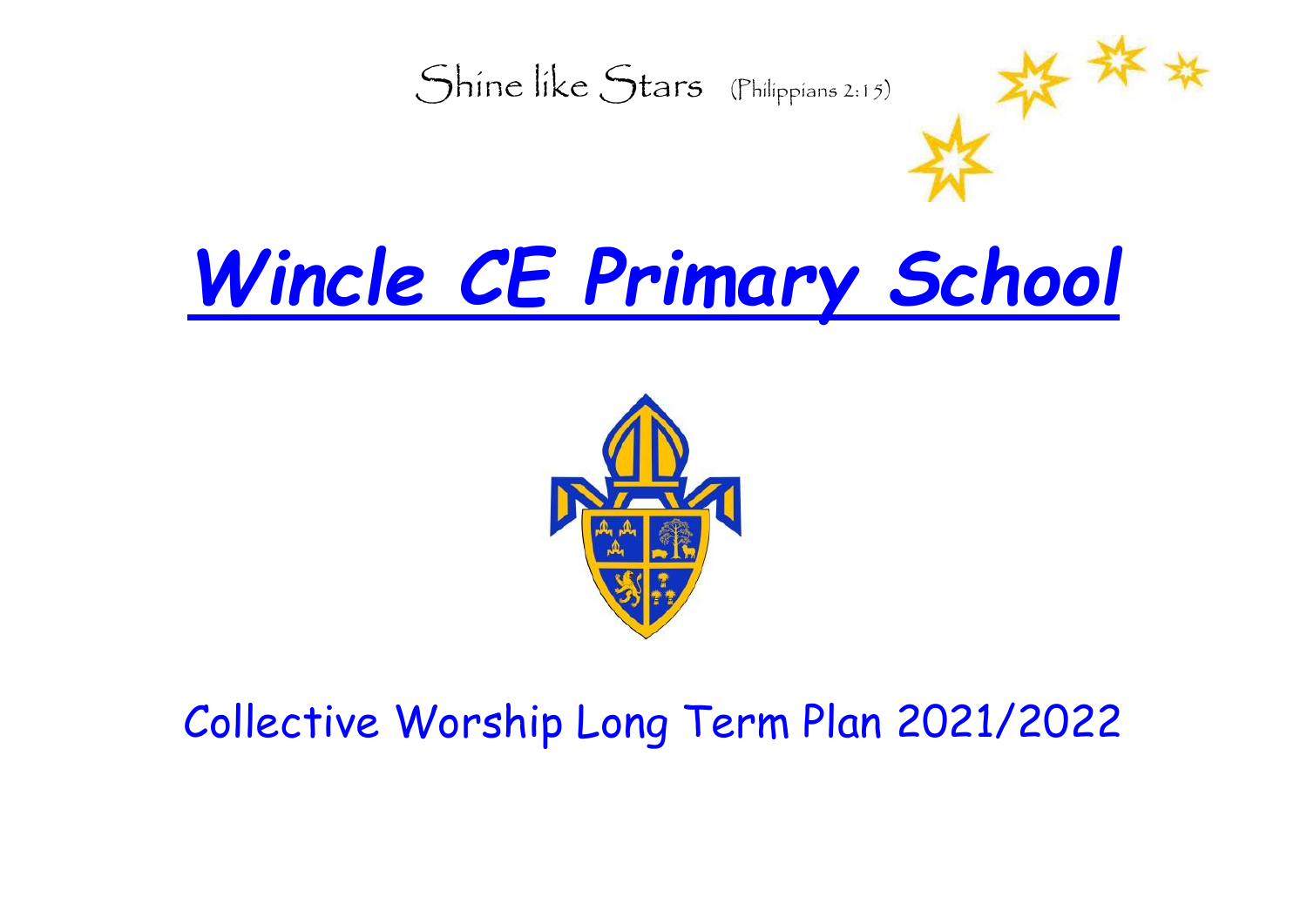Shine like Stars (Philippians 2:15)

# ***Wincle CE Primary School***

Collective Worship Long Term Plan 2021/2022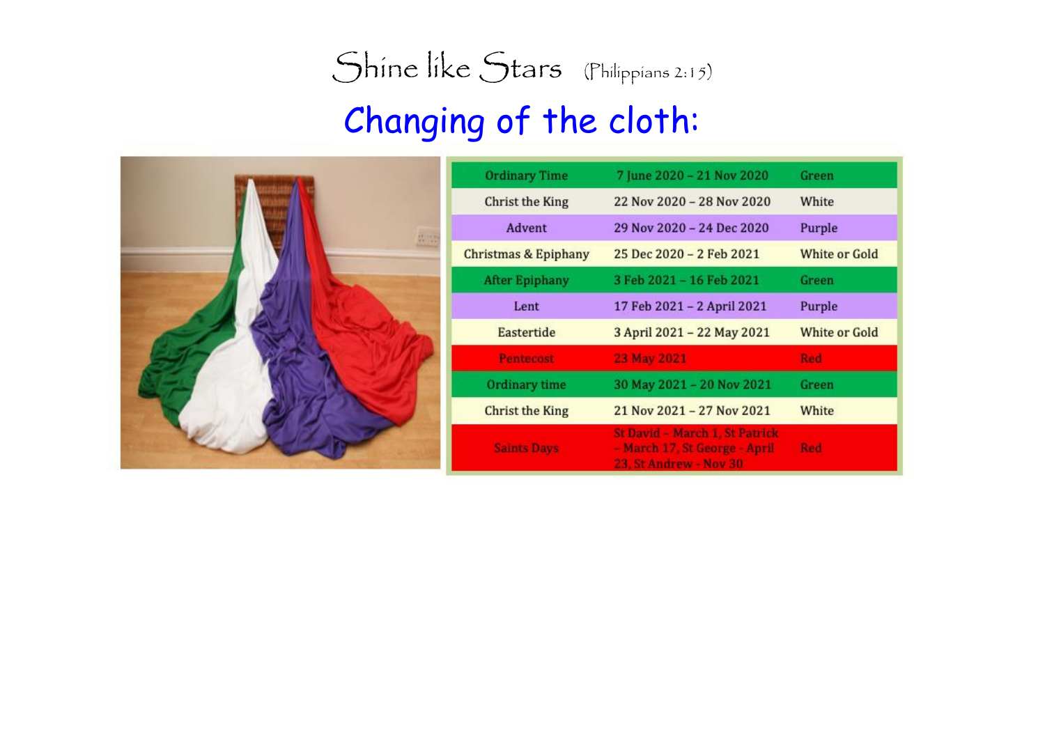# Shine like Stars (Philippians 2:15)

## Changing of the cloth:

| Ordinary Time | 7 June 2020 – 21 Nov 2020 | Green |
|---|---|---|
| Christ the King | 22 Nov 2020 – 28 Nov 2020 | White |
| Advent | 29 Nov 2020 – 24 Dec 2020 | Purple |
| Christmas & Epiphany | 25 Dec 2020 – 2 Feb 2021 | White or Gold |
| After Epiphany | 3 Feb 2021 – 16 Feb 2021 | Green |
| Lent | 17 Feb 2021 – 2 April 2021 | Purple |
| Eastertide | 3 April 2021 – 22 May 2021 | White or Gold |
| Pentecost | 23 May 2021 | Red |
| Ordinary time | 30 May 2021 – 20 Nov 2021 | Green |
| Christ the King | 21 Nov 2021 – 27 Nov 2021 | White |
| Saints Days | St David - March 1, St Patrick - March 17, St George - April 23, St Andrew - Nov 30 | Red |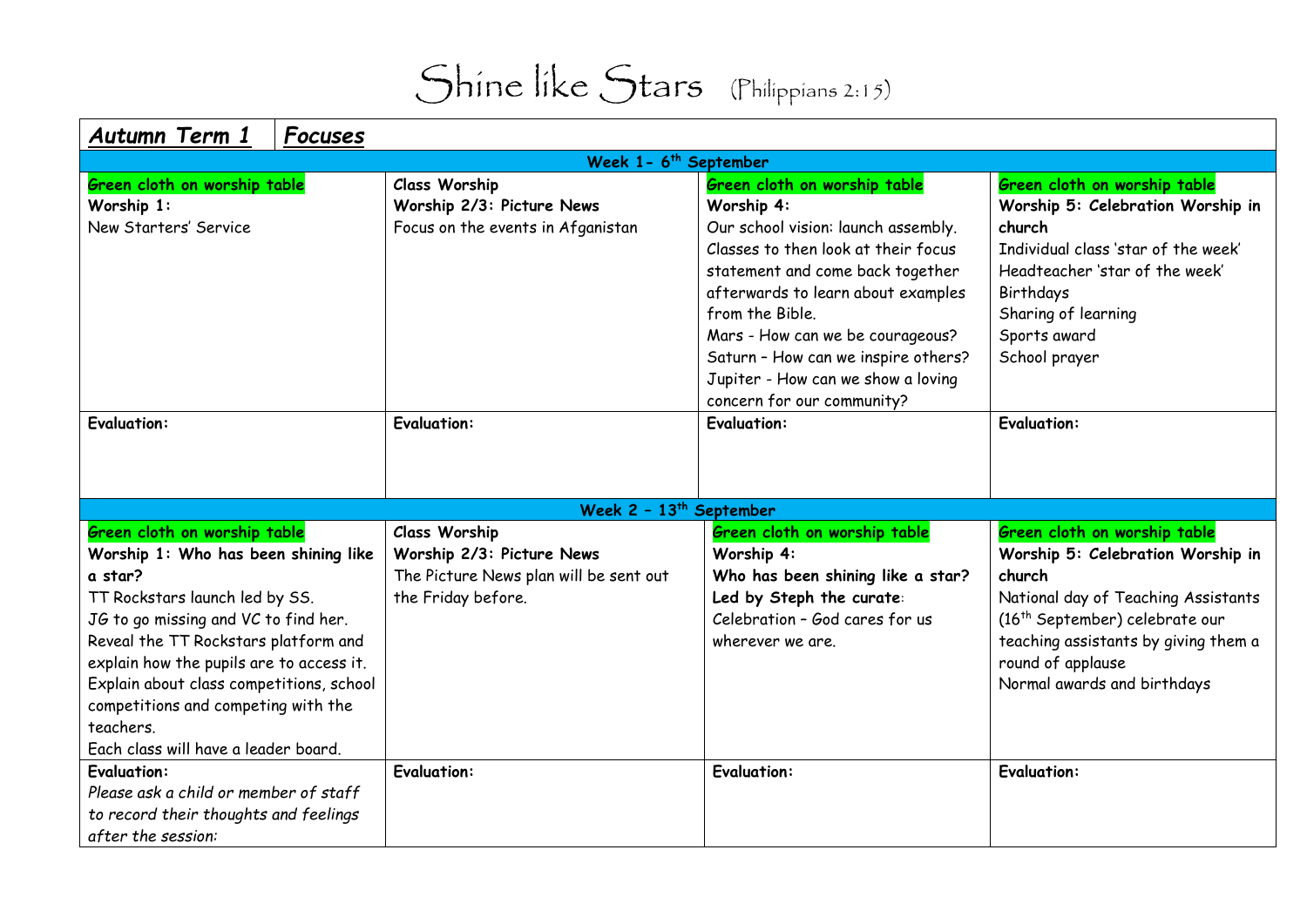# Shine like Stars (Philippians 2:15)

| ***Autumn Term 1*** | ***Focuses*** | | |
|---|---|---|---|
| **Week 1- 6th September** | | | |
| **Green cloth on worship table**<br>**Worship 1:**<br>New Starters' Service | **Class Worship**<br>**Worship 2/3: Picture News**<br>Focus on the events in Afganistan | **Green cloth on worship table**<br>**Worship 4:**<br>Our school vision: launch assembly. Classes to then look at their focus statement and come back together afterwards to learn about examples from the Bible.<br>Mars - How can we be courageous?<br>Saturn – How can we inspire others?<br>Jupiter - How can we show a loving concern for our community? | **Green cloth on worship table**<br>**Worship 5: Celebration Worship in church**<br>Individual class 'star of the week'<br>Headteacher 'star of the week'<br>Birthdays<br>Sharing of learning<br>Sports award<br>School prayer |
| **Evaluation:** | **Evaluation:** | **Evaluation:** | **Evaluation:** |
| **Week 2 – 13th September** | | | |
| **Green cloth on worship table**<br>**Worship 1: Who has been shining like a star?**<br>TT Rockstars launch led by SS.<br>JG to go missing and VC to find her. Reveal the TT Rockstars platform and explain how the pupils are to access it. Explain about class competitions, school competitions and competing with the teachers.<br>Each class will have a leader board. | **Class Worship**<br>**Worship 2/3: Picture News**<br>The Picture News plan will be sent out the Friday before. | **Green cloth on worship table**<br>**Worship 4:**<br>**Who has been shining like a star?**<br>**Led by Steph the curate**:<br>Celebration – God cares for us wherever we are. | **Green cloth on worship table**<br>**Worship 5: Celebration Worship in church**<br>National day of Teaching Assistants (16th September) celebrate our teaching assistants by giving them a round of applause<br>Normal awards and birthdays |
| **Evaluation:**<br>*Please ask a child or member of staff to record their thoughts and feelings after the session:* | **Evaluation:** | **Evaluation:** | **Evaluation:** |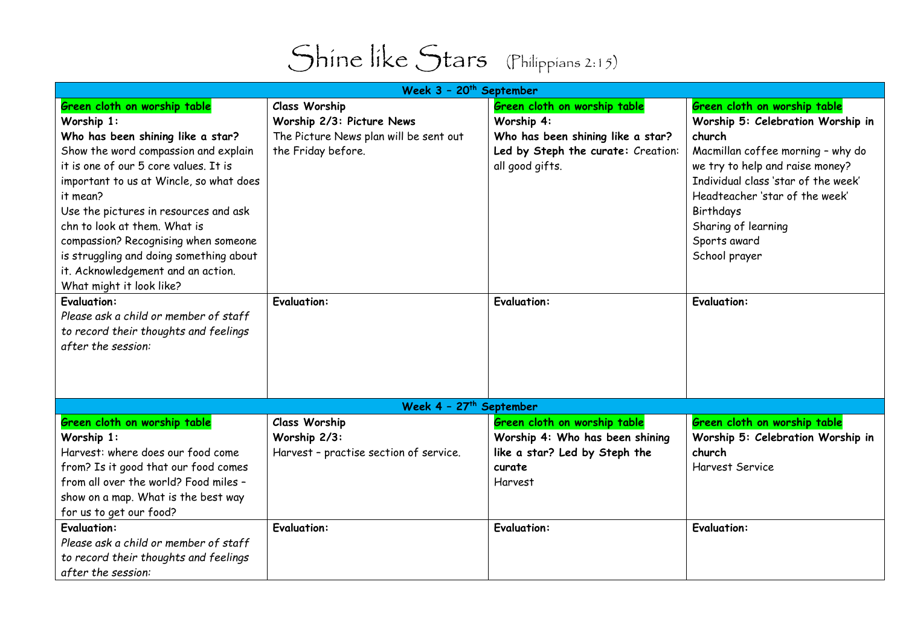# Shine like Stars (Philippians 2:15)

| Week 3 – 20th September | | | |
|---|---|---|---|
| **Green cloth on worship table**<br>**Worship 1:**<br>**Who has been shining like a star?**<br>Show the word compassion and explain it is one of our 5 core values. It is important to us at Wincle, so what does it mean?<br>Use the pictures in resources and ask chn to look at them. What is compassion? Recognising when someone is struggling and doing something about it. Acknowledgement and an action. What might it look like? | **Class Worship**<br>**Worship 2/3: Picture News**<br>The Picture News plan will be sent out the Friday before. | **Green cloth on worship table**<br>**Worship 4:**<br>**Who has been shining like a star?**<br>**Led by Steph the curate:** Creation: all good gifts. | **Green cloth on worship table**<br>**Worship 5: Celebration Worship in church**<br>Macmillan coffee morning – why do we try to help and raise money?<br>Individual class 'star of the week'<br>Headteacher 'star of the week'<br>Birthdays<br>Sharing of learning<br>Sports award<br>School prayer |
| **Evaluation:**<br>*Please ask a child or member of staff to record their thoughts and feelings after the session:* | **Evaluation:** | **Evaluation:** | **Evaluation:** |
| **Week 4 – 27th September** | | | |
| **Green cloth on worship table**<br>**Worship 1:**<br>Harvest: where does our food come from? Is it good that our food comes from all over the world? Food miles – show on a map. What is the best way for us to get our food? | **Class Worship**<br>**Worship 2/3:**<br>Harvest – practise section of service. | **Green cloth on worship table**<br>**Worship 4: Who has been shining like a star? Led by Steph the curate**<br>Harvest | **Green cloth on worship table**<br>**Worship 5: Celebration Worship in church**<br>Harvest Service |
| **Evaluation:**<br>*Please ask a child or member of staff to record their thoughts and feelings after the session:* | **Evaluation:** | **Evaluation:** | **Evaluation:** |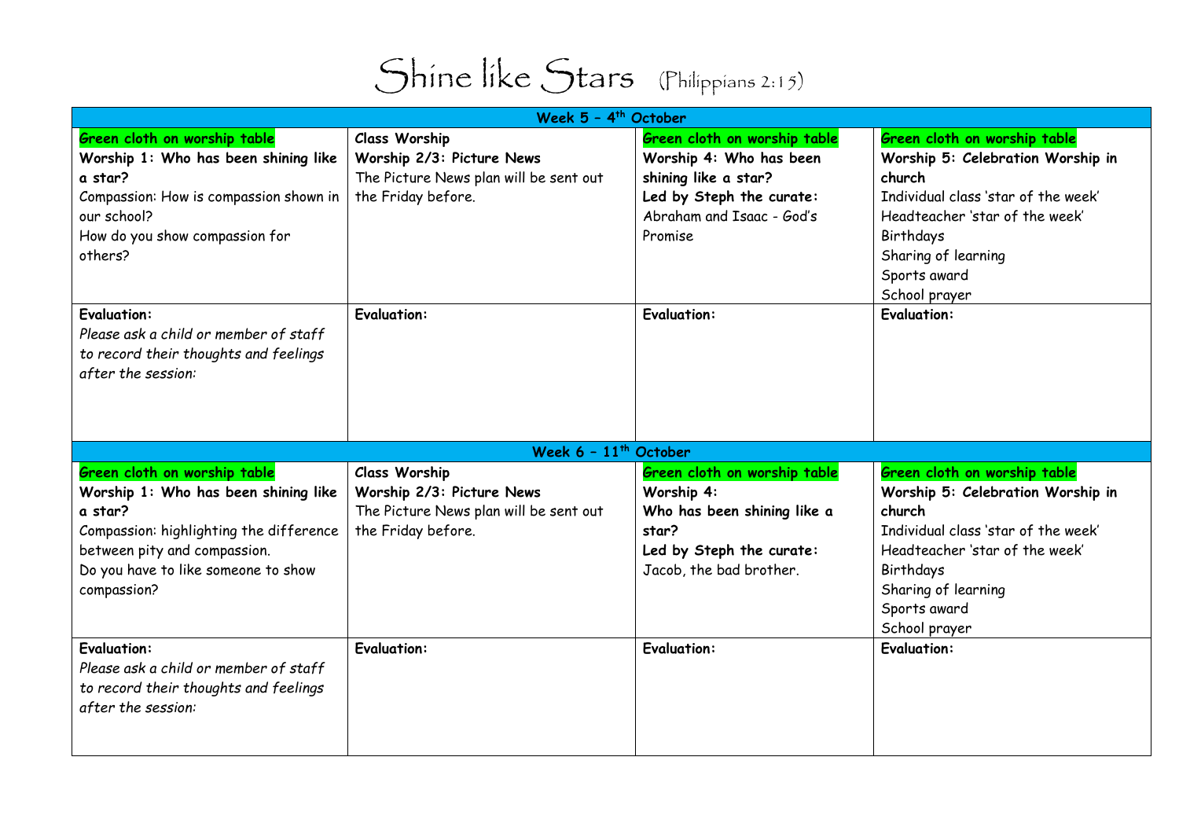# Shine like Stars (Philippians 2:15)

| Week 5 – 4th October | | | |
|---|---|---|---|
| **Green cloth on worship table**<br>**Worship 1: Who has been shining like a star?**<br>Compassion: How is compassion shown in our school?<br>How do you show compassion for others? | **Class Worship**<br>**Worship 2/3: Picture News**<br>The Picture News plan will be sent out the Friday before. | **Green cloth on worship table**<br>**Worship 4: Who has been shining like a star?**<br>**Led by Steph the curate:**<br>Abraham and Isaac - God's Promise | **Green cloth on worship table**<br>**Worship 5: Celebration Worship in church**<br>Individual class 'star of the week'<br>Headteacher 'star of the week'<br>Birthdays<br>Sharing of learning<br>Sports award<br>School prayer |
| **Evaluation:**<br>*Please ask a child or member of staff to record their thoughts and feelings after the session:* | **Evaluation:** | **Evaluation:** | **Evaluation:** |
| **Week 6 – 11th October** | | | |
| **Green cloth on worship table**<br>**Worship 1: Who has been shining like a star?**<br>Compassion: highlighting the difference between pity and compassion.<br>Do you have to like someone to show compassion? | **Class Worship**<br>**Worship 2/3: Picture News**<br>The Picture News plan will be sent out the Friday before. | **Green cloth on worship table**<br>**Worship 4:**<br>**Who has been shining like a star?**<br>**Led by Steph the curate:**<br>Jacob, the bad brother. | **Green cloth on worship table**<br>**Worship 5: Celebration Worship in church**<br>Individual class 'star of the week'<br>Headteacher 'star of the week'<br>Birthdays<br>Sharing of learning<br>Sports award<br>School prayer |
| **Evaluation:**<br>*Please ask a child or member of staff to record their thoughts and feelings after the session:* | **Evaluation:** | **Evaluation:** | **Evaluation:** |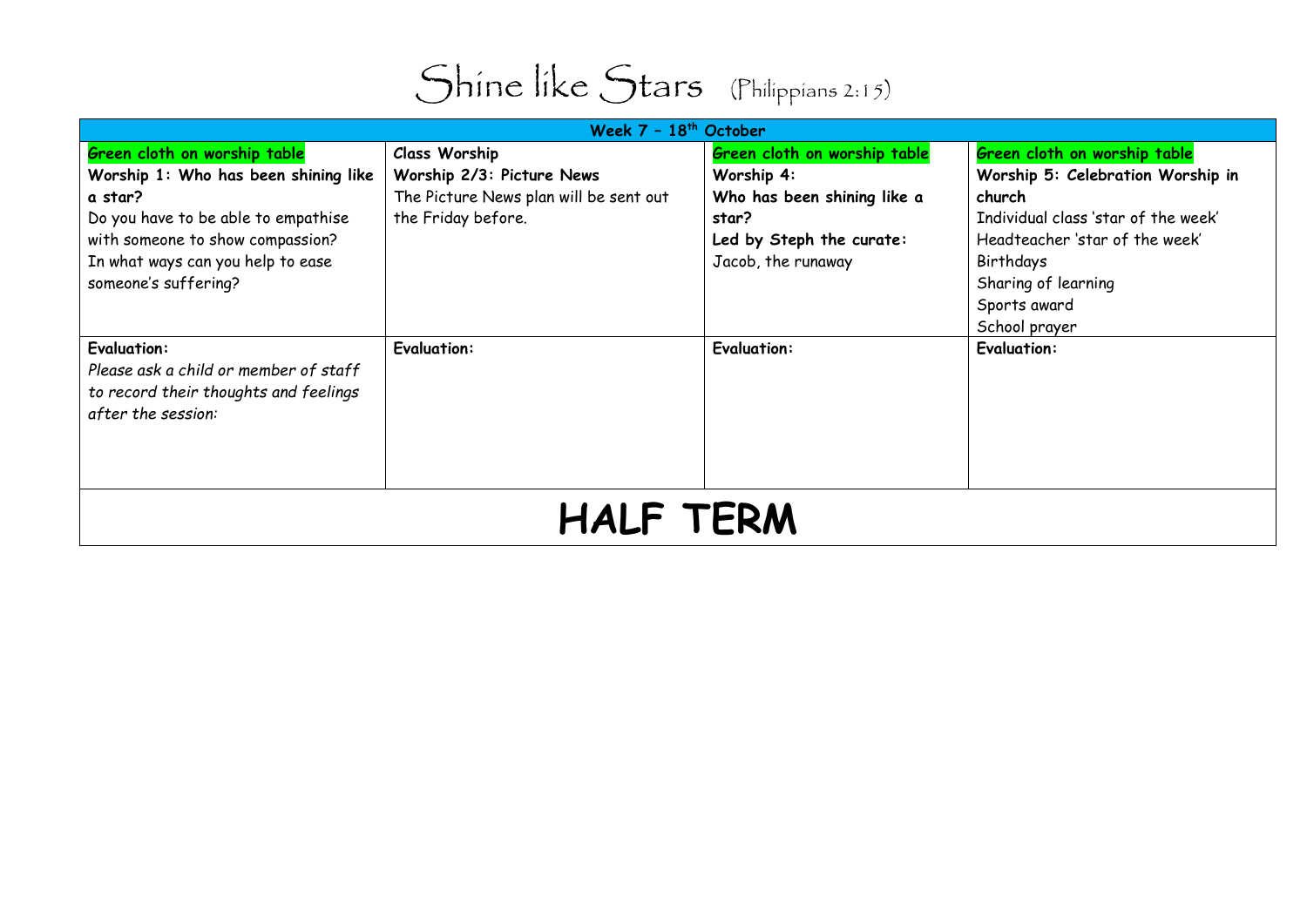# Shine like Stars (Philippians 2:15)

| Week 7 – 18th October | | | |
|---|---|---|---|
| **Green cloth on worship table**<br>**Worship 1: Who has been shining like a star?**<br>Do you have to be able to empathise with someone to show compassion?<br>In what ways can you help to ease someone's suffering? | **Class Worship**<br>**Worship 2/3: Picture News**<br>The Picture News plan will be sent out the Friday before. | **Green cloth on worship table**<br>**Worship 4:**<br>**Who has been shining like a star?**<br>**Led by Steph the curate:**<br>Jacob, the runaway | **Green cloth on worship table**<br>**Worship 5: Celebration Worship in church**<br>Individual class 'star of the week'<br>Headteacher 'star of the week'<br>Birthdays<br>Sharing of learning<br>Sports award<br>School prayer |
| **Evaluation:**<br>*Please ask a child or member of staff to record their thoughts and feelings after the session:* | **Evaluation:** | **Evaluation:** | **Evaluation:** |
| **HALF TERM** | | | |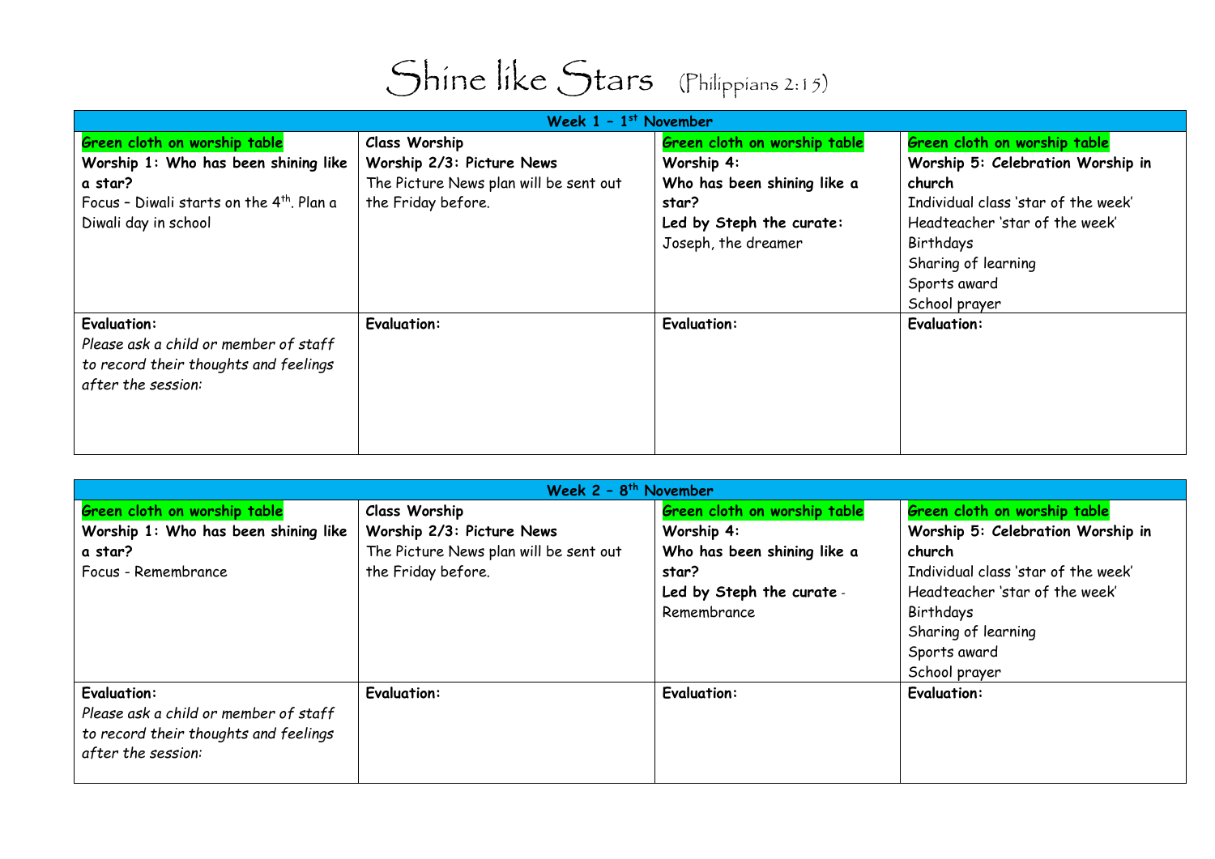# Shine like Stars (Philippians 2:15)

| Week 1 – 1st November | | | |
|---|---|---|---|
| **Green cloth on worship table**<br>**Worship 1: Who has been shining like a star?**<br>Focus – Diwali starts on the 4th. Plan a Diwali day in school | **Class Worship**<br>**Worship 2/3: Picture News**<br>The Picture News plan will be sent out the Friday before. | **Green cloth on worship table**<br>**Worship 4:**<br>**Who has been shining like a star?**<br>**Led by Steph the curate:**<br>Joseph, the dreamer | **Green cloth on worship table**<br>**Worship 5: Celebration Worship in church**<br>Individual class 'star of the week'<br>Headteacher 'star of the week'<br>Birthdays<br>Sharing of learning<br>Sports award<br>School prayer |
| **Evaluation:**<br>*Please ask a child or member of staff to record their thoughts and feelings after the session:* | **Evaluation:** | **Evaluation:** | **Evaluation:** |

| Week 2 – 8th November | | | |
|---|---|---|---|
| **Green cloth on worship table**<br>**Worship 1: Who has been shining like a star?**<br>Focus - Remembrance | **Class Worship**<br>**Worship 2/3: Picture News**<br>The Picture News plan will be sent out the Friday before. | **Green cloth on worship table**<br>**Worship 4:**<br>**Who has been shining like a star?**<br>**Led by Steph the curate** - Remembrance | **Green cloth on worship table**<br>**Worship 5: Celebration Worship in church**<br>Individual class 'star of the week'<br>Headteacher 'star of the week'<br>Birthdays<br>Sharing of learning<br>Sports award<br>School prayer |
| **Evaluation:**<br>*Please ask a child or member of staff to record their thoughts and feelings after the session:* | **Evaluation:** | **Evaluation:** | **Evaluation:** |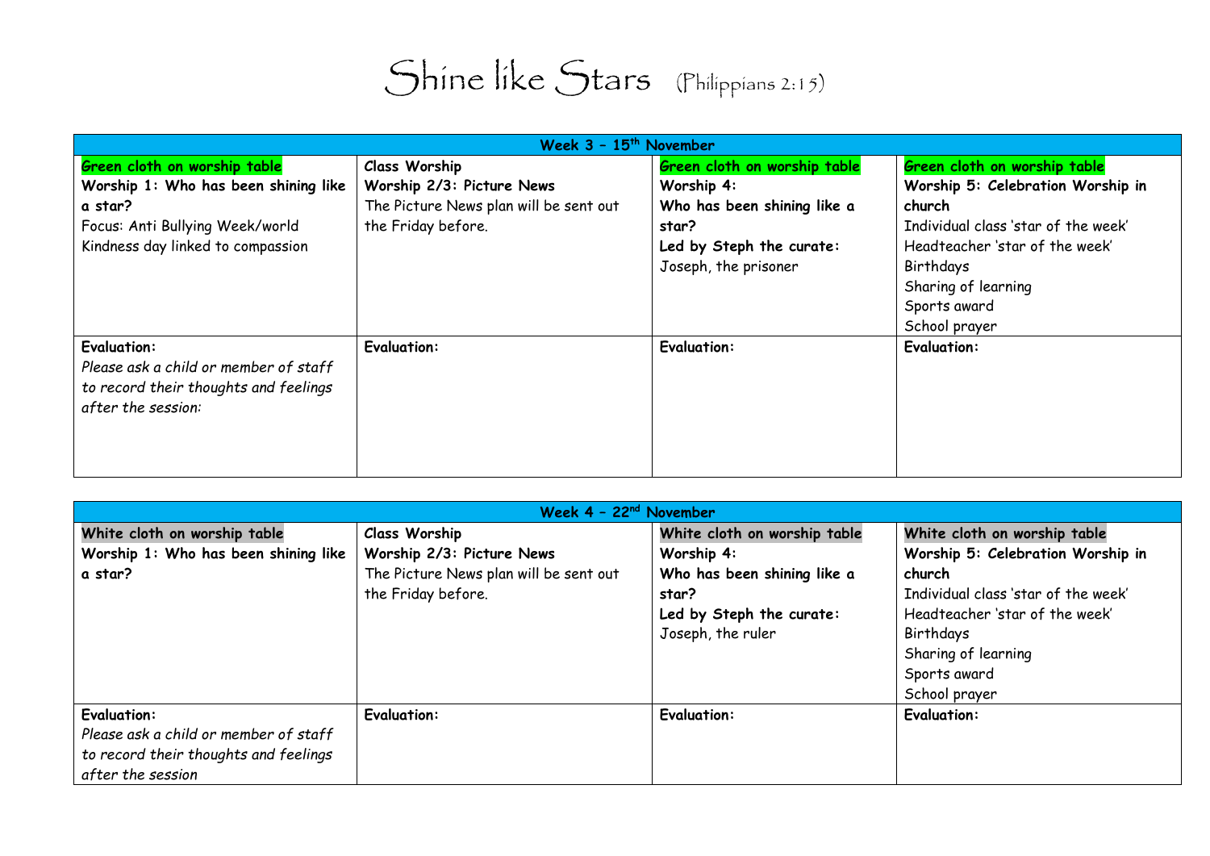# Shine like Stars (Philippians 2:15)

| Week 3 – 15th November | | | |
|---|---|---|---|
| **Green cloth on worship table**<br>**Worship 1: Who has been shining like a star?**<br>Focus: Anti Bullying Week/world Kindness day linked to compassion | **Class Worship**<br>**Worship 2/3: Picture News**<br>The Picture News plan will be sent out the Friday before. | **Green cloth on worship table**<br>**Worship 4:**<br>**Who has been shining like a star?**<br>**Led by Steph the curate:**<br>Joseph, the prisoner | **Green cloth on worship table**<br>**Worship 5: Celebration Worship in church**<br>Individual class 'star of the week'<br>Headteacher 'star of the week'<br>Birthdays<br>Sharing of learning<br>Sports award<br>School prayer |
| **Evaluation:**<br>*Please ask a child or member of staff to record their thoughts and feelings after the session:* | **Evaluation:** | **Evaluation:** | **Evaluation:** |

| Week 4 – 22nd November | | | |
|---|---|---|---|
| **White cloth on worship table**<br>**Worship 1: Who has been shining like a star?** | **Class Worship**<br>**Worship 2/3: Picture News**<br>The Picture News plan will be sent out the Friday before. | **White cloth on worship table**<br>**Worship 4:**<br>**Who has been shining like a star?**<br>**Led by Steph the curate:**<br>Joseph, the ruler | **White cloth on worship table**<br>**Worship 5: Celebration Worship in church**<br>Individual class 'star of the week'<br>Headteacher 'star of the week'<br>Birthdays<br>Sharing of learning<br>Sports award<br>School prayer |
| **Evaluation:**<br>*Please ask a child or member of staff to record their thoughts and feelings after the session* | **Evaluation:** | **Evaluation:** | **Evaluation:** |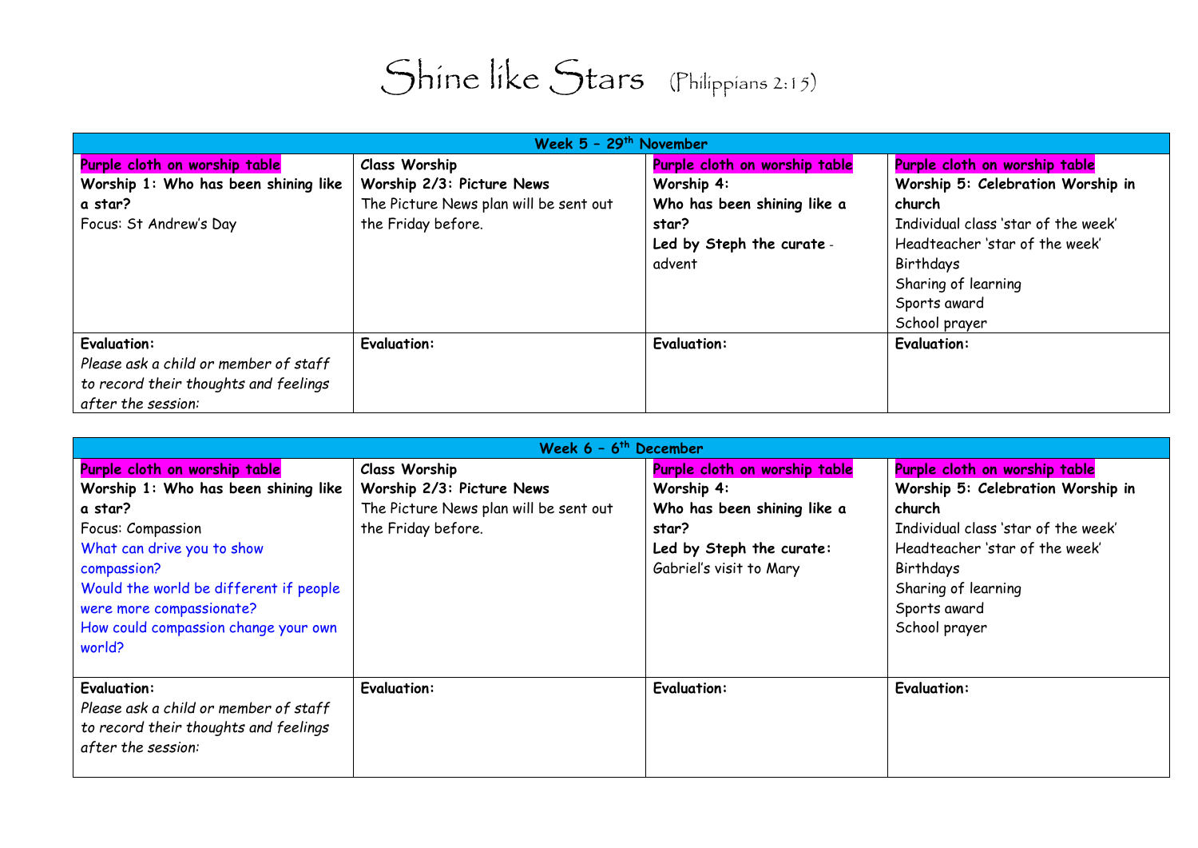# Shine like Stars (Philippians 2:15)

| Week 5 – 29th November | | | |
|---|---|---|---|
| Purple cloth on worship table<br>**Worship 1: Who has been shining like a star?**<br>Focus: St Andrew's Day | **Class Worship**<br>**Worship 2/3: Picture News**<br>The Picture News plan will be sent out the Friday before. | Purple cloth on worship table<br>**Worship 4:**<br>**Who has been shining like a star?**<br>**Led by Steph the curate** - advent | Purple cloth on worship table<br>**Worship 5: Celebration Worship in church**<br>Individual class 'star of the week'<br>Headteacher 'star of the week'<br>Birthdays<br>Sharing of learning<br>Sports award<br>School prayer |
| **Evaluation:**<br>*Please ask a child or member of staff to record their thoughts and feelings after the session:* | **Evaluation:** | **Evaluation:** | **Evaluation:** |

| Week 6 – 6th December | | | |
|---|---|---|---|
| Purple cloth on worship table<br>**Worship 1: Who has been shining like a star?**<br>Focus: Compassion<br>What can drive you to show compassion?<br>Would the world be different if people were more compassionate?<br>How could compassion change your own world? | **Class Worship**<br>**Worship 2/3: Picture News**<br>The Picture News plan will be sent out the Friday before. | Purple cloth on worship table<br>**Worship 4:**<br>**Who has been shining like a star?**<br>**Led by Steph the curate:**<br>Gabriel's visit to Mary | Purple cloth on worship table<br>**Worship 5: Celebration Worship in church**<br>Individual class 'star of the week'<br>Headteacher 'star of the week'<br>Birthdays<br>Sharing of learning<br>Sports award<br>School prayer |
| **Evaluation:**<br>*Please ask a child or member of staff to record their thoughts and feelings after the session:* | **Evaluation:** | **Evaluation:** | **Evaluation:** |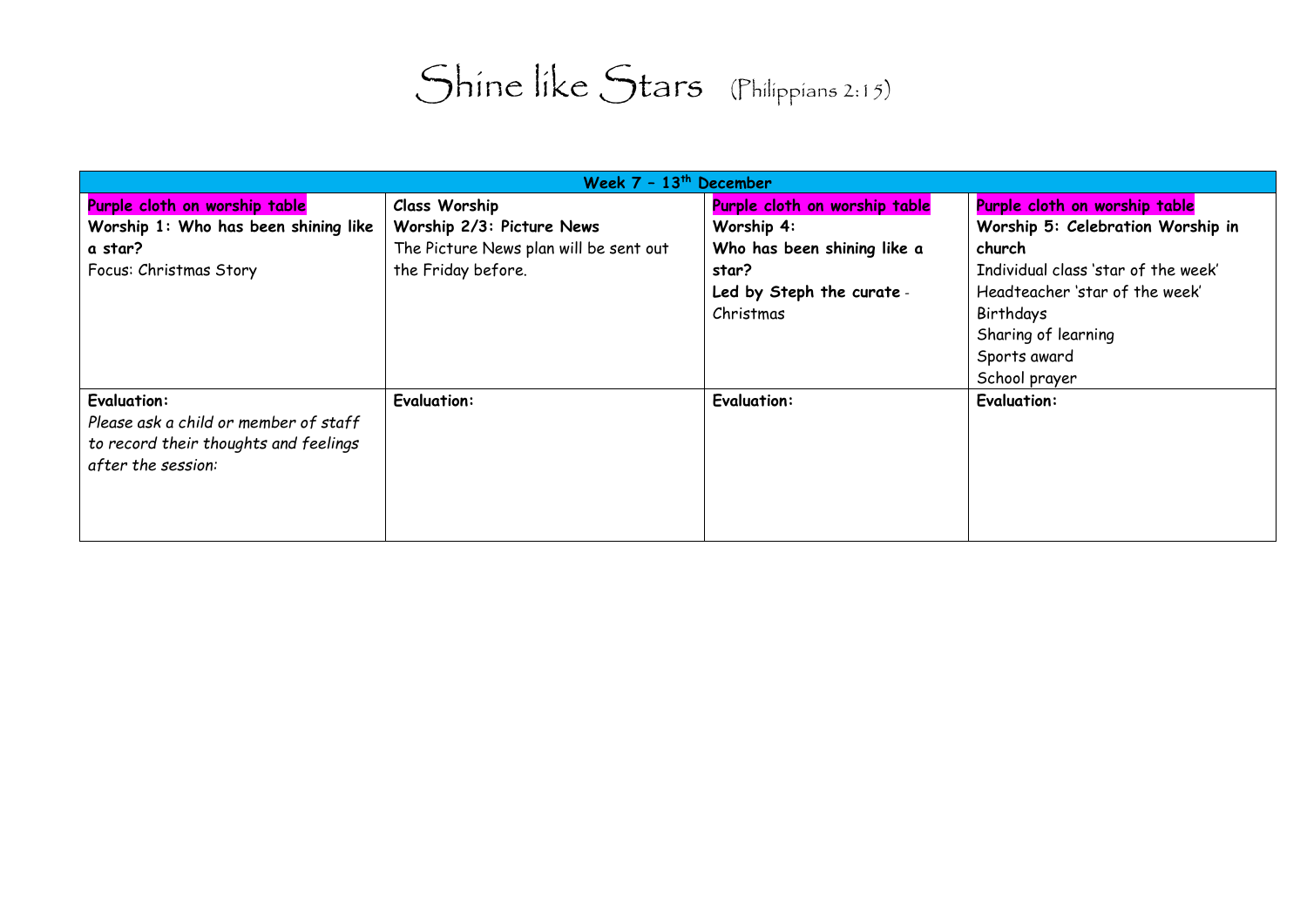# Shine like Stars (Philippians 2:15)

| Week 7 – 13th December | | | |
|---|---|---|---|
| Purple cloth on worship table<br>**Worship 1: Who has been shining like a star?**<br>Focus: Christmas Story | **Class Worship**<br>**Worship 2/3: Picture News**<br>The Picture News plan will be sent out the Friday before. | Purple cloth on worship table<br>**Worship 4:**<br>**Who has been shining like a star?**<br>**Led by Steph the curate** - Christmas | Purple cloth on worship table<br>**Worship 5: Celebration Worship in church**<br>Individual class 'star of the week'<br>Headteacher 'star of the week'<br>Birthdays<br>Sharing of learning<br>Sports award<br>School prayer |
| **Evaluation:**<br>*Please ask a child or member of staff to record their thoughts and feelings after the session:* | **Evaluation:** | **Evaluation:** | **Evaluation:** |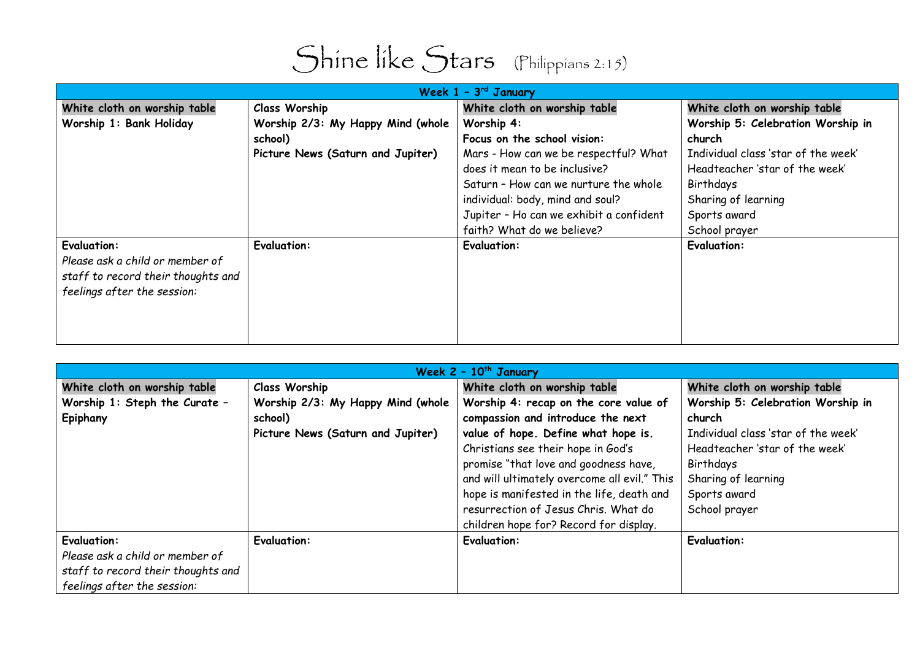# Shine like Stars (Philippians 2:15)

| Week 1 – 3rd January | | | |
|---|---|---|---|
| **White cloth on worship table**<br>**Worship 1: Bank Holiday** | **Class Worship**<br>**Worship 2/3: My Happy Mind (whole school)**<br>**Picture News (Saturn and Jupiter)** | **White cloth on worship table**<br>**Worship 4:**<br>**Focus on the school vision:**<br>Mars - How can we be respectful? What does it mean to be inclusive?<br>Saturn – How can we nurture the whole individual: body, mind and soul?<br>Jupiter – Ho can we exhibit a confident faith? What do we believe? | **White cloth on worship table**<br>**Worship 5: Celebration Worship in church**<br>Individual class 'star of the week'<br>Headteacher 'star of the week'<br>Birthdays<br>Sharing of learning<br>Sports award<br>School prayer |
| **Evaluation:**<br>*Please ask a child or member of staff to record their thoughts and feelings after the session:* | **Evaluation:** | **Evaluation:** | **Evaluation:** |

| Week 2 – 10th January | | | |
|---|---|---|---|
| **White cloth on worship table**<br>**Worship 1: Steph the Curate – Epiphany** | **Class Worship**<br>**Worship 2/3: My Happy Mind (whole school)**<br>**Picture News (Saturn and Jupiter)** | **White cloth on worship table**<br>**Worship 4: recap on the core value of compassion and introduce the next value of hope. Define what hope is.**<br>Christians see their hope in God's promise "that love and goodness have, and will ultimately overcome all evil." This hope is manifested in the life, death and resurrection of Jesus Chris. What do children hope for? Record for display. | **White cloth on worship table**<br>**Worship 5: Celebration Worship in church**<br>Individual class 'star of the week'<br>Headteacher 'star of the week'<br>Birthdays<br>Sharing of learning<br>Sports award<br>School prayer |
| **Evaluation:**<br>*Please ask a child or member of staff to record their thoughts and feelings after the session:* | **Evaluation:** | **Evaluation:** | **Evaluation:** |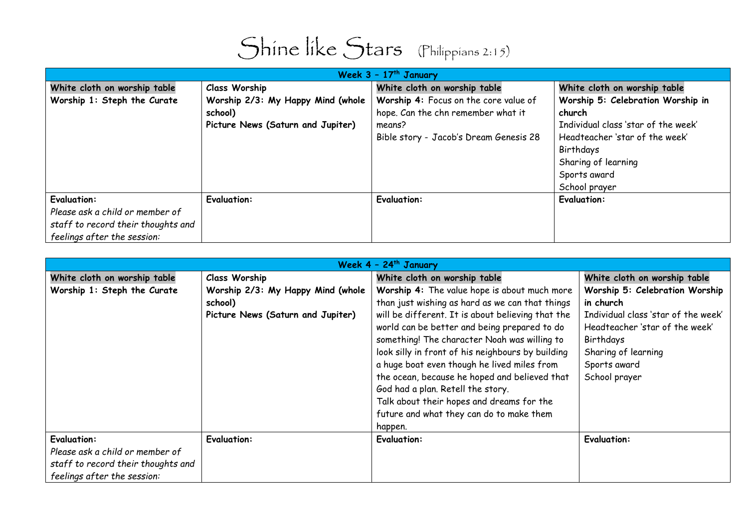# Shine like Stars (Philippians 2:15)

| Week 3 – 17th January | | | |
|---|---|---|---|
| **White cloth on worship table**<br>**Worship 1: Steph the Curate** | **Class Worship**<br>**Worship 2/3: My Happy Mind (whole school)**<br>**Picture News (Saturn and Jupiter)** | **White cloth on worship table**<br>**Worship 4:** Focus on the core value of hope. Can the chn remember what it means?<br>Bible story - Jacob's Dream Genesis 28 | **White cloth on worship table**<br>**Worship 5: Celebration Worship in church**<br>Individual class 'star of the week'<br>Headteacher 'star of the week'<br>Birthdays<br>Sharing of learning<br>Sports award<br>School prayer |
| **Evaluation:**<br>*Please ask a child or member of staff to record their thoughts and feelings after the session:* | **Evaluation:** | **Evaluation:** | **Evaluation:** |

| Week 4 – 24th January | | | |
|---|---|---|---|
| **White cloth on worship table**<br>**Worship 1: Steph the Curate** | **Class Worship**<br>**Worship 2/3: My Happy Mind (whole school)**<br>**Picture News (Saturn and Jupiter)** | **White cloth on worship table**<br>**Worship 4:** The value hope is about much more than just wishing as hard as we can that things will be different. It is about believing that the world can be better and being prepared to do something! The character Noah was willing to look silly in front of his neighbours by building a huge boat even though he lived miles from the ocean, because he hoped and believed that God had a plan. Retell the story.<br>Talk about their hopes and dreams for the future and what they can do to make them happen. | **White cloth on worship table**<br>**Worship 5: Celebration Worship in church**<br>Individual class 'star of the week'<br>Headteacher 'star of the week'<br>Birthdays<br>Sharing of learning<br>Sports award<br>School prayer |
| **Evaluation:**<br>*Please ask a child or member of staff to record their thoughts and feelings after the session:* | **Evaluation:** | **Evaluation:** | **Evaluation:** |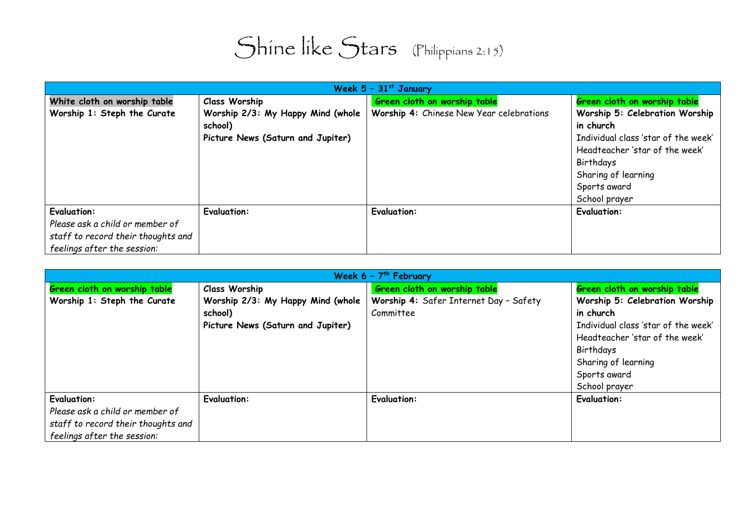# Shine like Stars (Philippians 2:15)

| Week 5 – 31st January | | | |
|---|---|---|---|
| **White cloth on worship table**<br>**Worship 1: Steph the Curate** | **Class Worship**<br>**Worship 2/3: My Happy Mind (whole school)**<br>**Picture News (Saturn and Jupiter)** | **Green cloth on worship table**<br>**Worship 4:** Chinese New Year celebrations | **Green cloth on worship table**<br>**Worship 5: Celebration Worship in church**<br>Individual class 'star of the week'<br>Headteacher 'star of the week'<br>Birthdays<br>Sharing of learning<br>Sports award<br>School prayer |
| **Evaluation:**<br>*Please ask a child or member of staff to record their thoughts and feelings after the session:* | **Evaluation:** | **Evaluation:** | **Evaluation:** |

| Week 6 – 7th February | | | |
|---|---|---|---|
| **Green cloth on worship table**<br>**Worship 1: Steph the Curate** | **Class Worship**<br>**Worship 2/3: My Happy Mind (whole school)**<br>**Picture News (Saturn and Jupiter)** | **Green cloth on worship table**<br>**Worship 4:** Safer Internet Day – Safety Committee | **Green cloth on worship table**<br>**Worship 5: Celebration Worship in church**<br>Individual class 'star of the week'<br>Headteacher 'star of the week'<br>Birthdays<br>Sharing of learning<br>Sports award<br>School prayer |
| **Evaluation:**<br>*Please ask a child or member of staff to record their thoughts and feelings after the session:* | **Evaluation:** | **Evaluation:** | **Evaluation:** |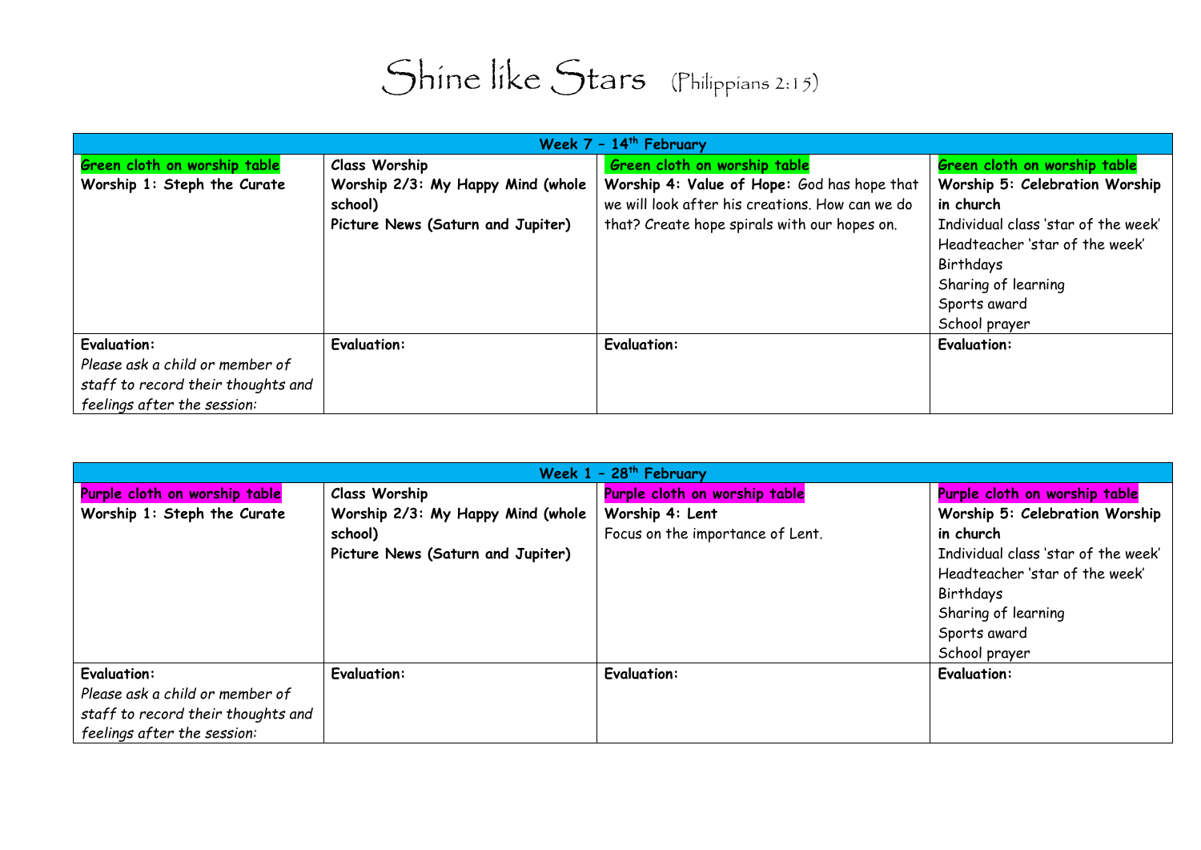# Shine like Stars (Philippians 2:15)

| Week 7 – 14th February | | | |
|---|---|---|---|
| Green cloth on worship table<br>**Worship 1: Steph the Curate** | **Class Worship**<br>**Worship 2/3: My Happy Mind (whole school)**<br>**Picture News (Saturn and Jupiter)** | Green cloth on worship table<br>**Worship 4: Value of Hope:** God has hope that we will look after his creations. How can we do that? Create hope spirals with our hopes on. | Green cloth on worship table<br>**Worship 5: Celebration Worship in church**<br>Individual class 'star of the week'<br>Headteacher 'star of the week'<br>Birthdays<br>Sharing of learning<br>Sports award<br>School prayer |
| **Evaluation:**<br>*Please ask a child or member of staff to record their thoughts and feelings after the session:* | **Evaluation:** | **Evaluation:** | **Evaluation:** |

| Week 1 – 28th February | | | |
|---|---|---|---|
| Purple cloth on worship table<br>**Worship 1: Steph the Curate** | **Class Worship**<br>**Worship 2/3: My Happy Mind (whole school)**<br>**Picture News (Saturn and Jupiter)** | Purple cloth on worship table<br>**Worship 4: Lent**<br>Focus on the importance of Lent. | Purple cloth on worship table<br>**Worship 5: Celebration Worship in church**<br>Individual class 'star of the week'<br>Headteacher 'star of the week'<br>Birthdays<br>Sharing of learning<br>Sports award<br>School prayer |
| **Evaluation:**<br>*Please ask a child or member of staff to record their thoughts and feelings after the session:* | **Evaluation:** | **Evaluation:** | **Evaluation:** |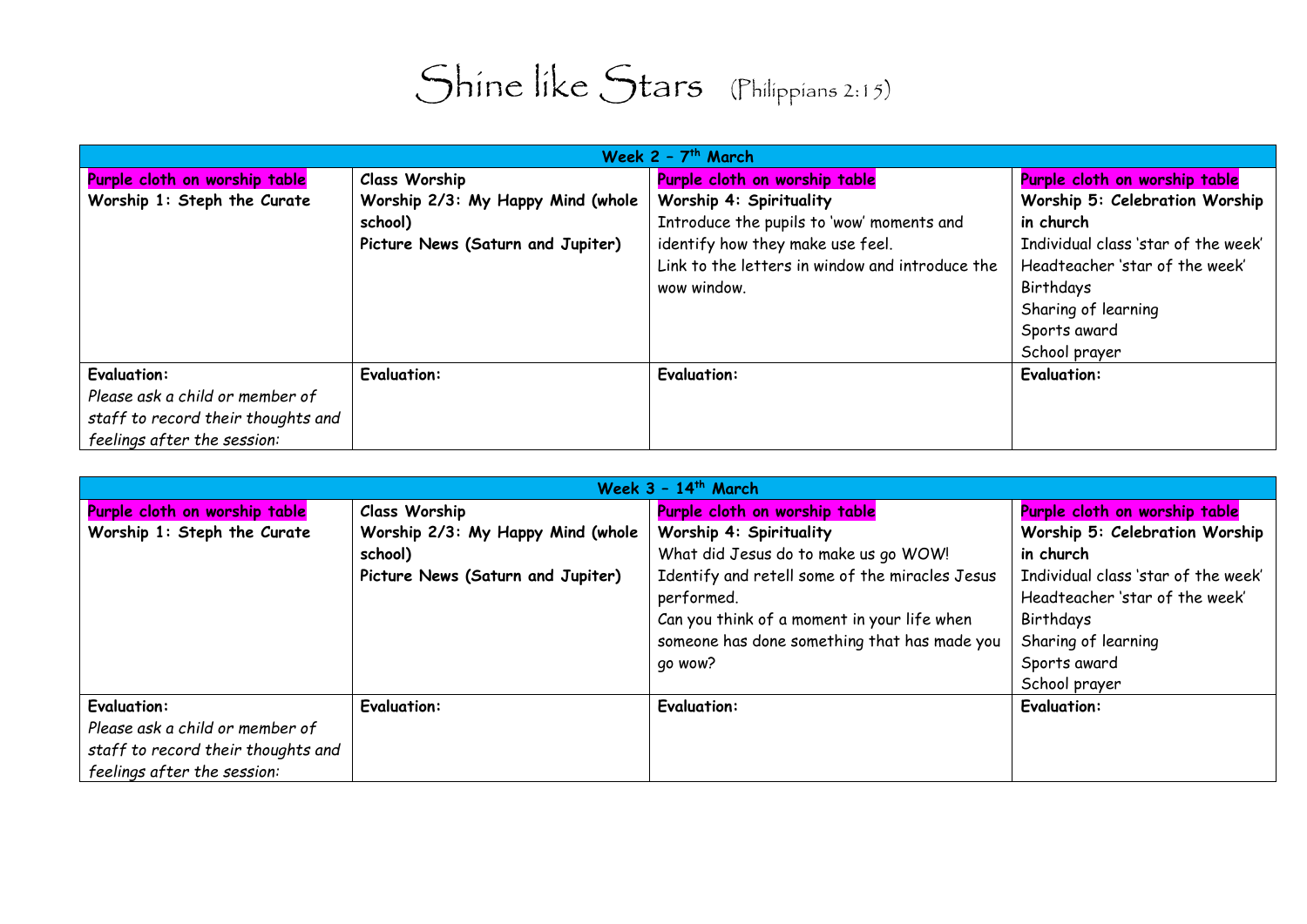# Shine like Stars (Philippians 2:15)

| Week 2 – 7th March | | | |
|---|---|---|---|
| **Purple cloth on worship table**<br>**Worship 1: Steph the Curate** | **Class Worship**<br>**Worship 2/3: My Happy Mind (whole school)**<br>**Picture News (Saturn and Jupiter)** | **Purple cloth on worship table**<br>**Worship 4: Spirituality**<br>Introduce the pupils to 'wow' moments and identify how they make use feel.<br>Link to the letters in window and introduce the wow window. | **Purple cloth on worship table**<br>**Worship 5: Celebration Worship in church**<br>Individual class 'star of the week'<br>Headteacher 'star of the week'<br>Birthdays<br>Sharing of learning<br>Sports award<br>School prayer |
| **Evaluation:**<br>*Please ask a child or member of staff to record their thoughts and feelings after the session:* | **Evaluation:** | **Evaluation:** | **Evaluation:** |

| Week 3 – 14th March | | | |
|---|---|---|---|
| **Purple cloth on worship table**<br>**Worship 1: Steph the Curate** | **Class Worship**<br>**Worship 2/3: My Happy Mind (whole school)**<br>**Picture News (Saturn and Jupiter)** | **Purple cloth on worship table**<br>**Worship 4: Spirituality**<br>What did Jesus do to make us go WOW!<br>Identify and retell some of the miracles Jesus performed.<br>Can you think of a moment in your life when someone has done something that has made you go wow? | **Purple cloth on worship table**<br>**Worship 5: Celebration Worship in church**<br>Individual class 'star of the week'<br>Headteacher 'star of the week'<br>Birthdays<br>Sharing of learning<br>Sports award<br>School prayer |
| **Evaluation:**<br>*Please ask a child or member of staff to record their thoughts and feelings after the session:* | **Evaluation:** | **Evaluation:** | **Evaluation:** |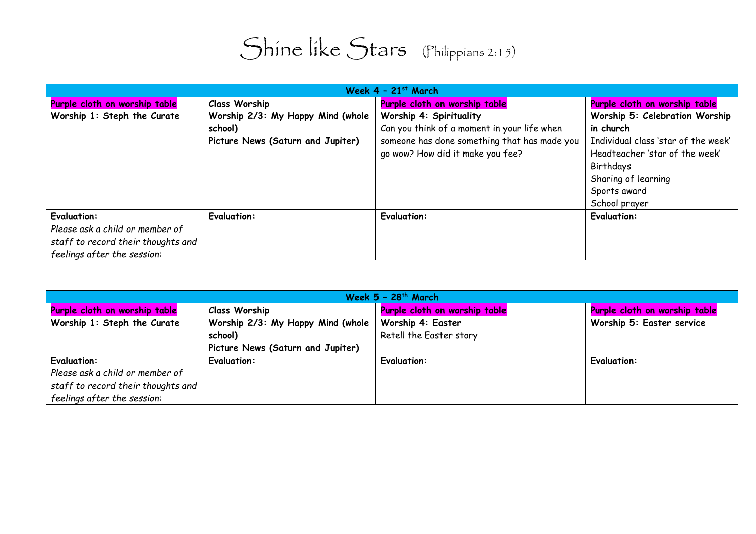# Shine like Stars (Philippians 2:15)

| Week 4 – 21st March | | | |
|---|---|---|---|
| **Purple cloth on worship table**<br>**Worship 1: Steph the Curate** | **Class Worship**<br>**Worship 2/3: My Happy Mind (whole school)**<br>**Picture News (Saturn and Jupiter)** | **Purple cloth on worship table**<br>**Worship 4: Spirituality**<br>Can you think of a moment in your life when someone has done something that has made you go wow? How did it make you fee? | **Purple cloth on worship table**<br>**Worship 5: Celebration Worship in church**<br>Individual class 'star of the week'<br>Headteacher 'star of the week'<br>Birthdays<br>Sharing of learning<br>Sports award<br>School prayer |
| **Evaluation:**<br>*Please ask a child or member of staff to record their thoughts and feelings after the session:* | **Evaluation:** | **Evaluation:** | **Evaluation:** |

| Week 5 – 28th March | | | |
|---|---|---|---|
| **Purple cloth on worship table**<br>**Worship 1: Steph the Curate** | **Class Worship**<br>**Worship 2/3: My Happy Mind (whole school)**<br>**Picture News (Saturn and Jupiter)** | **Purple cloth on worship table**<br>**Worship 4: Easter**<br>Retell the Easter story | **Purple cloth on worship table**<br>**Worship 5: Easter service** |
| **Evaluation:**<br>*Please ask a child or member of staff to record their thoughts and feelings after the session:* | **Evaluation:** | **Evaluation:** | **Evaluation:** |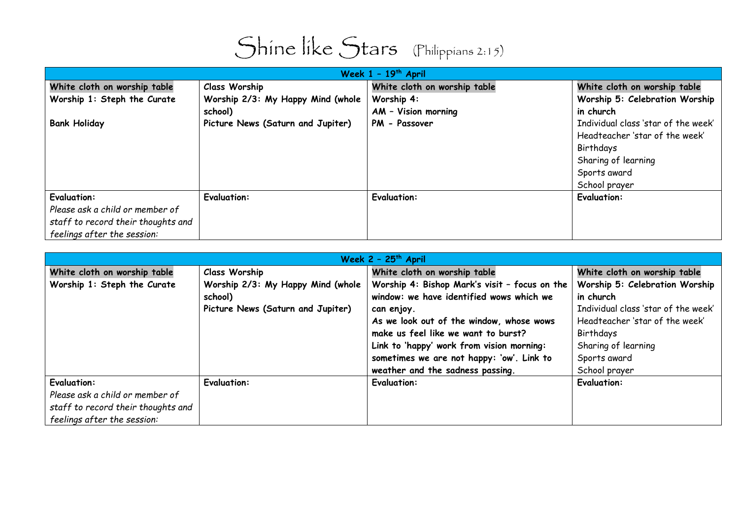# Shine like Stars (Philippians 2:15)

| Week 1 – 19th April | | | |
|---|---|---|---|
| **White cloth on worship table**<br>**Worship 1: Steph the Curate**<br><br>**Bank Holiday** | **Class Worship**<br>**Worship 2/3: My Happy Mind (whole school)**<br>**Picture News (Saturn and Jupiter)** | **White cloth on worship table**<br>**Worship 4:**<br>**AM – Vision morning**<br>**PM - Passover** | **White cloth on worship table**<br>**Worship 5: Celebration Worship in church**<br>Individual class 'star of the week'<br>Headteacher 'star of the week'<br>Birthdays<br>Sharing of learning<br>Sports award<br>School prayer |
| **Evaluation:**<br>*Please ask a child or member of staff to record their thoughts and feelings after the session:* | **Evaluation:** | **Evaluation:** | **Evaluation:** |

| Week 2 – 25th April | | | |
|---|---|---|---|
| **White cloth on worship table**<br>**Worship 1: Steph the Curate** | **Class Worship**<br>**Worship 2/3: My Happy Mind (whole school)**<br>**Picture News (Saturn and Jupiter)** | **White cloth on worship table**<br>**Worship 4: Bishop Mark's visit – focus on the window: we have identified wows which we can enjoy.**<br>**As we look out of the window, whose wows make us feel like we want to burst?**<br>**Link to 'happy' work from vision morning: sometimes we are not happy: 'ow'. Link to weather and the sadness passing.** | **White cloth on worship table**<br>**Worship 5: Celebration Worship in church**<br>Individual class 'star of the week'<br>Headteacher 'star of the week'<br>Birthdays<br>Sharing of learning<br>Sports award<br>School prayer |
| **Evaluation:**<br>*Please ask a child or member of staff to record their thoughts and feelings after the session:* | **Evaluation:** | **Evaluation:** | **Evaluation:** |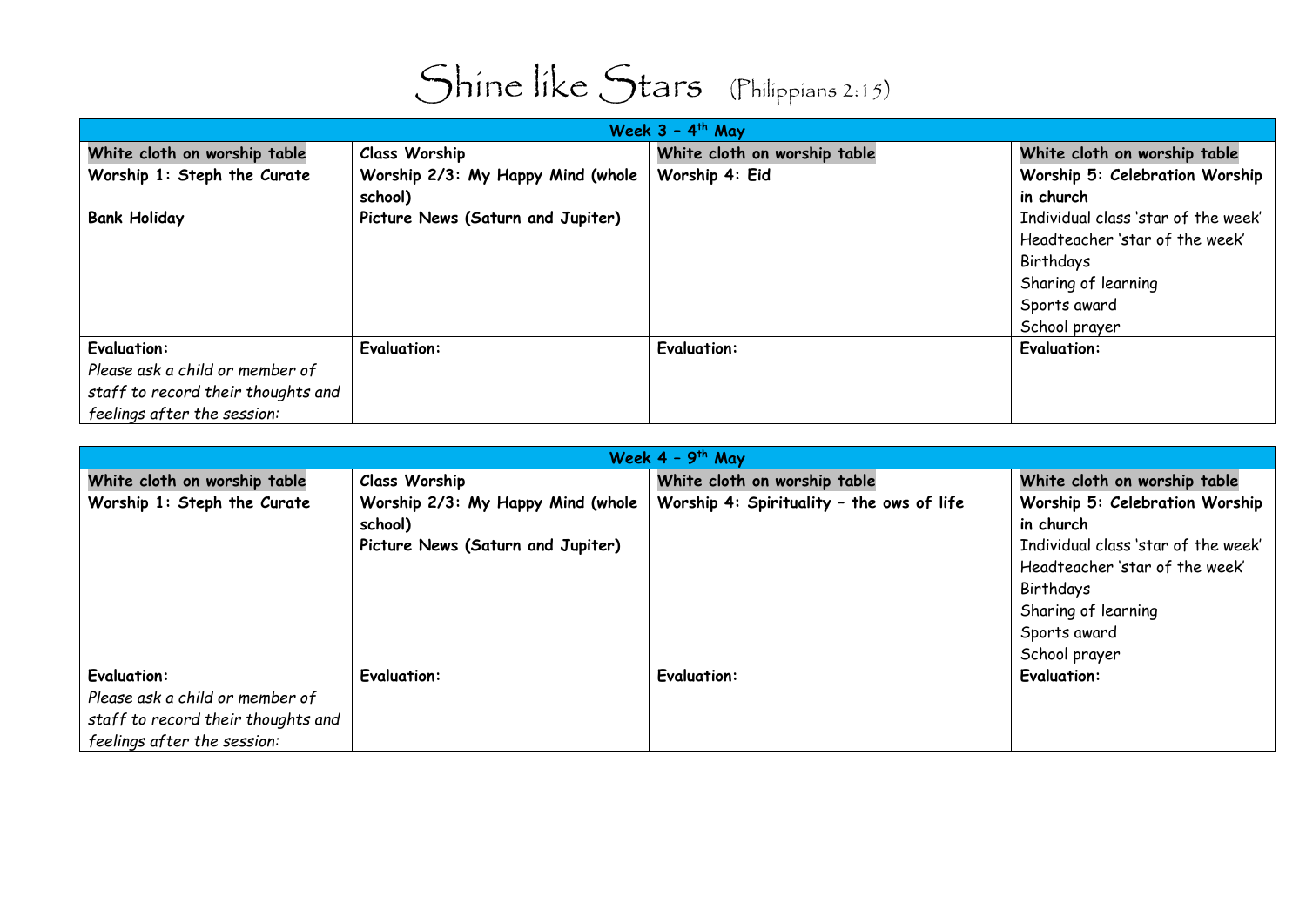# Shine like Stars (Philippians 2:15)

| Week 3 – 4th May | | | |
|---|---|---|---|
| **White cloth on worship table**<br>**Worship 1: Steph the Curate**<br><br>**Bank Holiday** | **Class Worship**<br>**Worship 2/3: My Happy Mind (whole school)**<br>**Picture News (Saturn and Jupiter)** | **White cloth on worship table**<br>**Worship 4: Eid** | **White cloth on worship table**<br>**Worship 5: Celebration Worship in church**<br>Individual class 'star of the week'<br>Headteacher 'star of the week'<br>Birthdays<br>Sharing of learning<br>Sports award<br>School prayer |
| **Evaluation:**<br>*Please ask a child or member of staff to record their thoughts and feelings after the session:* | **Evaluation:** | **Evaluation:** | **Evaluation:** |

| Week 4 – 9th May | | | |
|---|---|---|---|
| **White cloth on worship table**<br>**Worship 1: Steph the Curate** | **Class Worship**<br>**Worship 2/3: My Happy Mind (whole school)**<br>**Picture News (Saturn and Jupiter)** | **White cloth on worship table**<br>**Worship 4: Spirituality – the ows of life** | **White cloth on worship table**<br>**Worship 5: Celebration Worship in church**<br>Individual class 'star of the week'<br>Headteacher 'star of the week'<br>Birthdays<br>Sharing of learning<br>Sports award<br>School prayer |
| **Evaluation:**<br>*Please ask a child or member of staff to record their thoughts and feelings after the session:* | **Evaluation:** | **Evaluation:** | **Evaluation:** |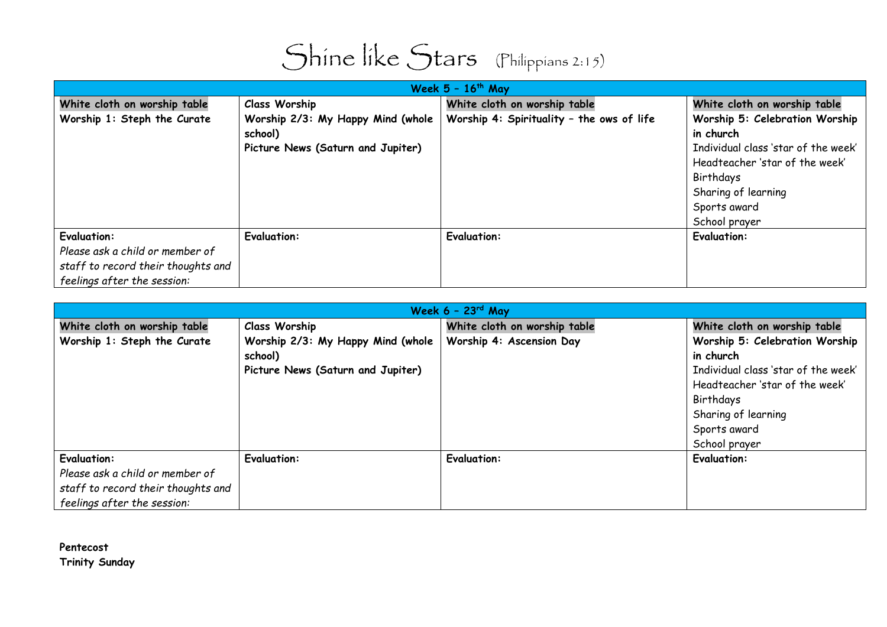# Shine like Stars (Philippians 2:15)

| Week 5 – 16th May | | | |
|---|---|---|---|
| **White cloth on worship table**<br>**Worship 1: Steph the Curate** | **Class Worship**<br>**Worship 2/3: My Happy Mind (whole school)**<br>**Picture News (Saturn and Jupiter)** | **White cloth on worship table**<br>**Worship 4: Spirituality – the ows of life** | **White cloth on worship table**<br>**Worship 5: Celebration Worship in church**<br>Individual class 'star of the week'<br>Headteacher 'star of the week'<br>Birthdays<br>Sharing of learning<br>Sports award<br>School prayer |
| **Evaluation:**<br>*Please ask a child or member of staff to record their thoughts and feelings after the session:* | **Evaluation:** | **Evaluation:** | **Evaluation:** |

| Week 6 – 23rd May | | | |
|---|---|---|---|
| **White cloth on worship table**<br>**Worship 1: Steph the Curate** | **Class Worship**<br>**Worship 2/3: My Happy Mind (whole school)**<br>**Picture News (Saturn and Jupiter)** | **White cloth on worship table**<br>**Worship 4: Ascension Day** | **White cloth on worship table**<br>**Worship 5: Celebration Worship in church**<br>Individual class 'star of the week'<br>Headteacher 'star of the week'<br>Birthdays<br>Sharing of learning<br>Sports award<br>School prayer |
| **Evaluation:**<br>*Please ask a child or member of staff to record their thoughts and feelings after the session:* | **Evaluation:** | **Evaluation:** | **Evaluation:** |

**Pentecost**
**Trinity Sunday**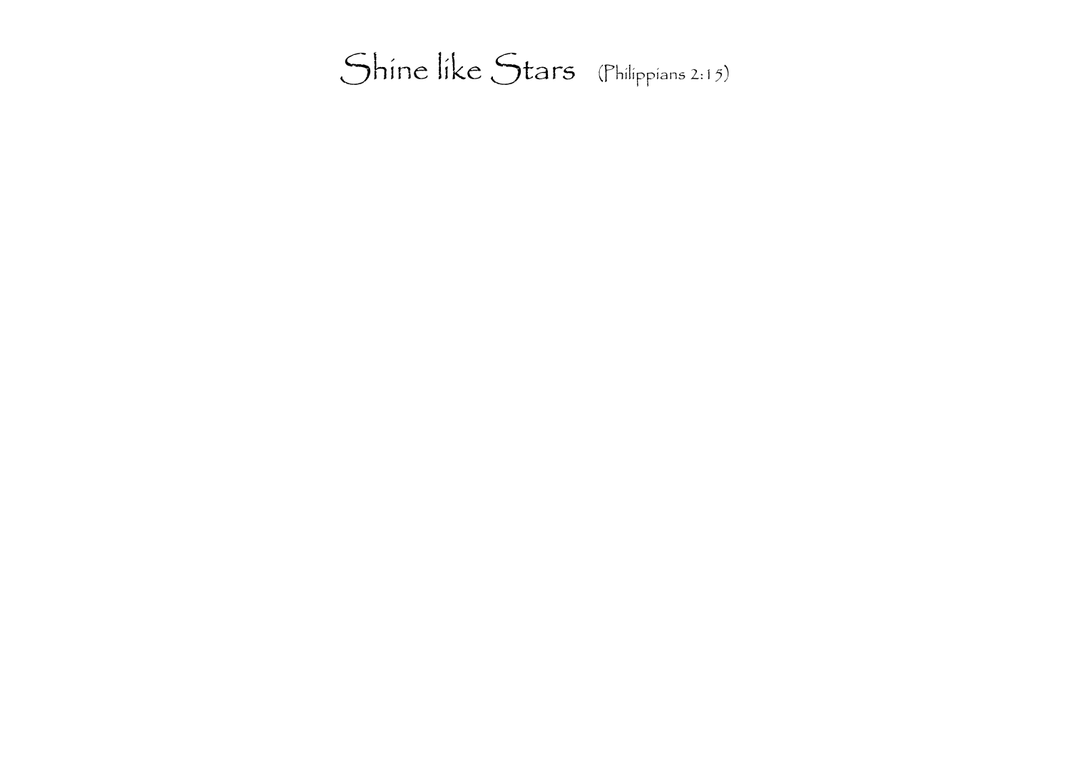# Shine like Stars (Philippians 2:15)